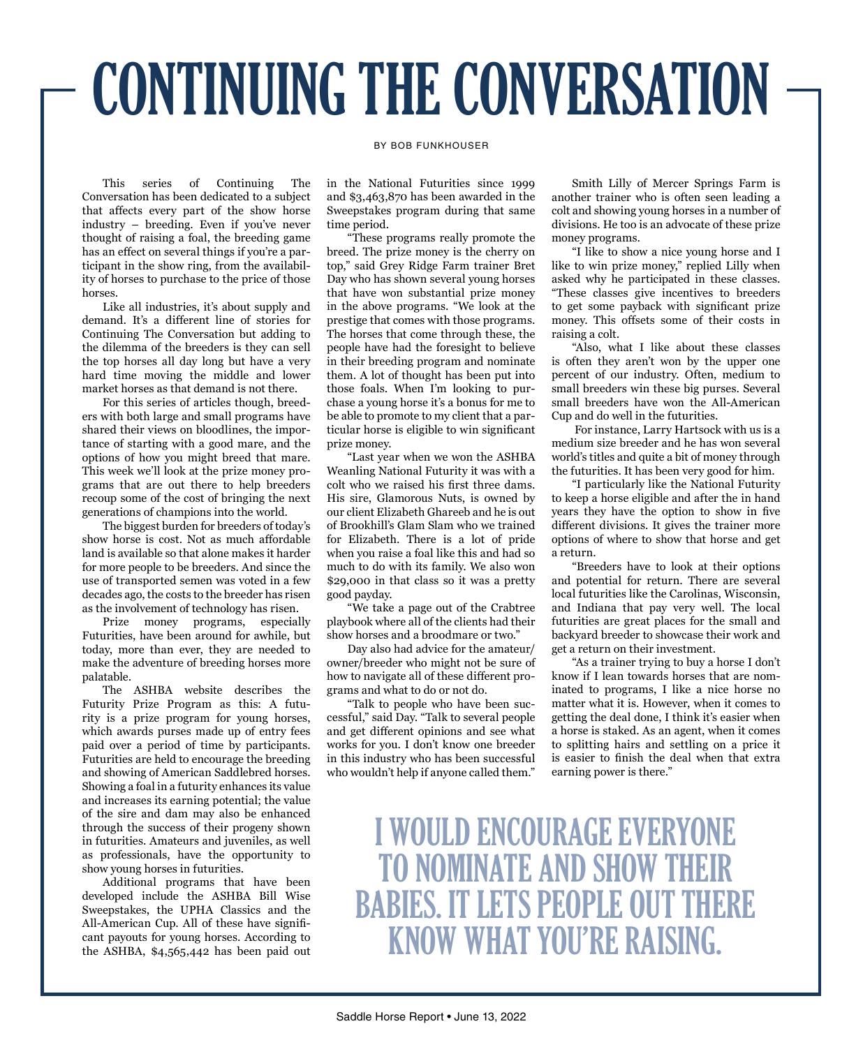# CONTINUING THE CONVERSATION

BY BOB FUNKHOUSER

This series of Continuing The Conversation has been dedicated to a subject that affects every part of the show horse industry – breeding. Even if you've never thought of raising a foal, the breeding game has an effect on several things if you're a participant in the show ring, from the availability of horses to purchase to the price of those horses.

Like all industries, it's about supply and demand. It's a different line of stories for Continuing The Conversation but adding to the dilemma of the breeders is they can sell the top horses all day long but have a very hard time moving the middle and lower market horses as that demand is not there.

For this series of articles though, breeders with both large and small programs have shared their views on bloodlines, the importance of starting with a good mare, and the options of how you might breed that mare. This week we'll look at the prize money programs that are out there to help breeders recoup some of the cost of bringing the next generations of champions into the world.

The biggest burden for breeders of today's show horse is cost. Not as much affordable land is available so that alone makes it harder for more people to be breeders. And since the use of transported semen was voted in a few decades ago, the costs to the breeder has risen as the involvement of technology has risen.

Prize money programs, especially Futurities, have been around for awhile, but today, more than ever, they are needed to make the adventure of breeding horses more palatable.

The ASHBA website describes the Futurity Prize Program as this: A futurity is a prize program for young horses, which awards purses made up of entry fees paid over a period of time by participants. Futurities are held to encourage the breeding and showing of American Saddlebred horses. Showing a foal in a futurity enhances its value and increases its earning potential; the value of the sire and dam may also be enhanced through the success of their progeny shown in futurities. Amateurs and juveniles, as well as professionals, have the opportunity to show young horses in futurities.

Additional programs that have been developed include the ASHBA Bill Wise Sweepstakes, the UPHA Classics and the All-American Cup. All of these have significant payouts for young horses. According to the ASHBA, $4,565,442 has been paid out in the National Futurities since 1999 and $3,463,870 has been awarded in the Sweepstakes program during that same time period.

"These programs really promote the breed. The prize money is the cherry on top," said Grey Ridge Farm trainer Bret Day who has shown several young horses that have won substantial prize money in the above programs. "We look at the prestige that comes with those programs. The horses that come through these, the people have had the foresight to believe in their breeding program and nominate them. A lot of thought has been put into those foals. When I'm looking to purchase a young horse it's a bonus for me to be able to promote to my client that a particular horse is eligible to win significant prize money.

"Last year when we won the ASHBA Weanling National Futurity it was with a colt who we raised his first three dams. His sire, Glamorous Nuts, is owned by our client Elizabeth Ghareeb and he is out of Brookhill's Glam Slam who we trained for Elizabeth. There is a lot of pride when you raise a foal like this and had so much to do with its family. We also won $29,000 in that class so it was a pretty good payday.

"We take a page out of the Crabtree playbook where all of the clients had their show horses and a broodmare or two."

Day also had advice for the amateur/owner/breeder who might not be sure of how to navigate all of these different programs and what to do or not do.

"Talk to people who have been successful," said Day. "Talk to several people and get different opinions and see what works for you. I don't know one breeder in this industry who has been successful who wouldn't help if anyone called them."

Smith Lilly of Mercer Springs Farm is another trainer who is often seen leading a colt and showing young horses in a number of divisions. He too is an advocate of these prize money programs.

"I like to show a nice young horse and I like to win prize money," replied Lilly when asked why he participated in these classes. "These classes give incentives to breeders to get some payback with significant prize money. This offsets some of their costs in raising a colt.

"Also, what I like about these classes is often they aren't won by the upper one percent of our industry. Often, medium to small breeders win these big purses. Several small breeders have won the All-American Cup and do well in the futurities.

For instance, Larry Hartsock with us is a medium size breeder and he has won several world's titles and quite a bit of money through the futurities. It has been very good for him.

"I particularly like the National Futurity to keep a horse eligible and after the in hand years they have the option to show in five different divisions. It gives the trainer more options of where to show that horse and get a return.

"Breeders have to look at their options and potential for return. There are several local futurities like the Carolinas, Wisconsin, and Indiana that pay very well. The local futurities are great places for the small and backyard breeder to showcase their work and get a return on their investment.

"As a trainer trying to buy a horse I don't know if I lean towards horses that are nominated to programs, I like a nice horse no matter what it is. However, when it comes to getting the deal done, I think it's easier when a horse is staked. As an agent, when it comes to splitting hairs and settling on a price it is easier to finish the deal when that extra earning power is there."

> I WOULD ENCOURAGE EVERYONE TO NOMINATE AND SHOW THEIR BABIES. IT LETS PEOPLE OUT THERE KNOW WHAT YOU'RE RAISING.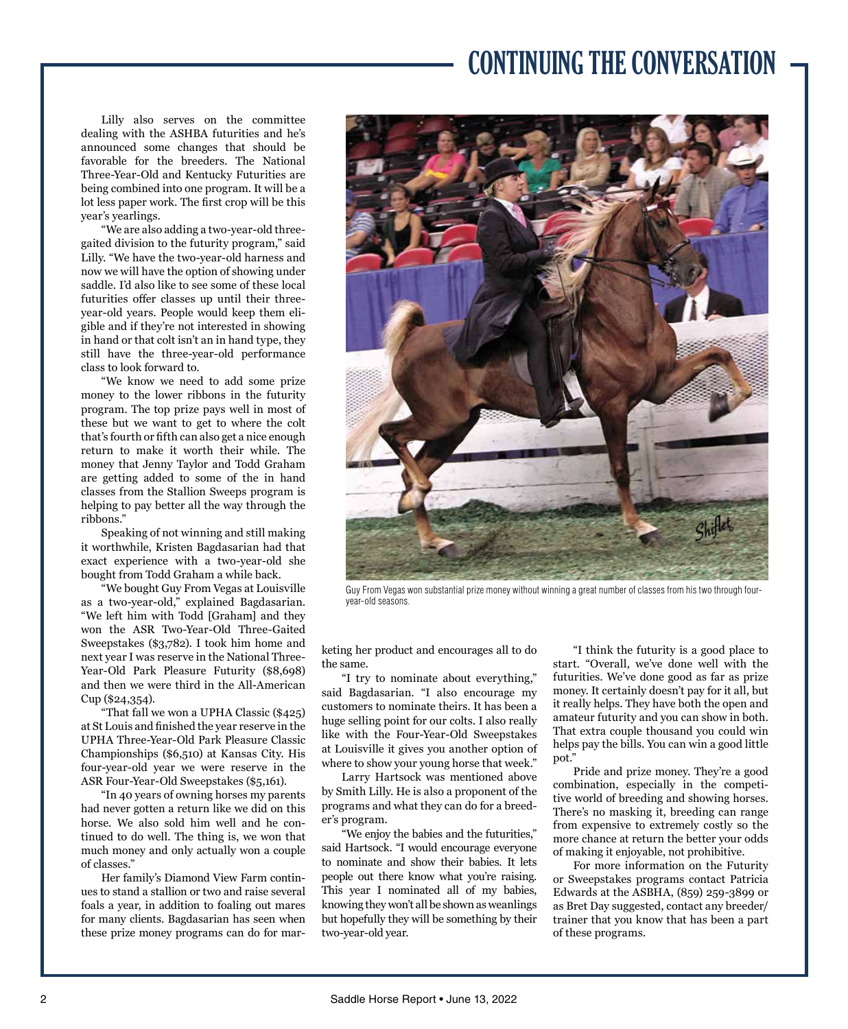# CONTINUING THE CONVERSATION

Lilly also serves on the committee dealing with the ASHBA futurities and he's announced some changes that should be favorable for the breeders. The National Three-Year-Old and Kentucky Futurities are being combined into one program. It will be a lot less paper work. The first crop will be this year's yearlings.

"We are also adding a two-year-old three-gaited division to the futurity program," said Lilly. "We have the two-year-old harness and now we will have the option of showing under saddle. I'd also like to see some of these local futurities offer classes up until their three-year-old years. People would keep them eligible and if they're not interested in showing in hand or that colt isn't an in hand type, they still have the three-year-old performance class to look forward to.

"We know we need to add some prize money to the lower ribbons in the futurity program. The top prize pays well in most of these but we want to get to where the colt that's fourth or fifth can also get a nice enough return to make it worth their while. The money that Jenny Taylor and Todd Graham are getting added to some of the in hand classes from the Stallion Sweeps program is helping to pay better all the way through the ribbons."

Speaking of not winning and still making it worthwhile, Kristen Bagdasarian had that exact experience with a two-year-old she bought from Todd Graham a while back.

"We bought Guy From Vegas at Louisville as a two-year-old," explained Bagdasarian. "We left him with Todd [Graham] and they won the ASR Two-Year-Old Three-Gaited Sweepstakes ($3,782). I took him home and next year I was reserve in the National Three-Year-Old Park Pleasure Futurity ($8,698) and then we were third in the All-American Cup ($24,354).

"That fall we won a UPHA Classic ($425) at St Louis and finished the year reserve in the UPHA Three-Year-Old Park Pleasure Classic Championships ($6,510) at Kansas City. His four-year-old year we were reserve in the ASR Four-Year-Old Sweepstakes ($5,161).

"In 40 years of owning horses my parents had never gotten a return like we did on this horse. We also sold him well and he continued to do well. The thing is, we won that much money and only actually won a couple of classes."

Her family's Diamond View Farm continues to stand a stallion or two and raise several foals a year, in addition to foaling out mares for many clients. Bagdasarian has seen when these prize money programs can do for marketing her product and encourages all to do the same.

Guy From Vegas won substantial prize money without winning a great number of classes from his two through four-year-old seasons.

"I try to nominate about everything," said Bagdasarian. "I also encourage my customers to nominate theirs. It has been a huge selling point for our colts. I also really like with the Four-Year-Old Sweepstakes at Louisville it gives you another option of where to show your young horse that week."

Larry Hartsock was mentioned above by Smith Lilly. He is also a proponent of the programs and what they can do for a breeder's program.

"We enjoy the babies and the futurities," said Hartsock. "I would encourage everyone to nominate and show their babies. It lets people out there know what you're raising. This year I nominated all of my babies, knowing they won't all be shown as weanlings but hopefully they will be something by their two-year-old year.

"I think the futurity is a good place to start. "Overall, we've done well with the futurities. We've done good as far as prize money. It certainly doesn't pay for it all, but it really helps. They have both the open and amateur futurity and you can show in both. That extra couple thousand you could win helps pay the bills. You can win a good little pot."

Pride and prize money. They're a good combination, especially in the competitive world of breeding and showing horses. There's no masking it, breeding can range from expensive to extremely costly so the more chance at return the better your odds of making it enjoyable, not prohibitive.

For more information on the Futurity or Sweepstakes programs contact Patricia Edwards at the ASBHA, (859) 259-3899 or as Bret Day suggested, contact any breeder/trainer that you know that has been a part of these programs.